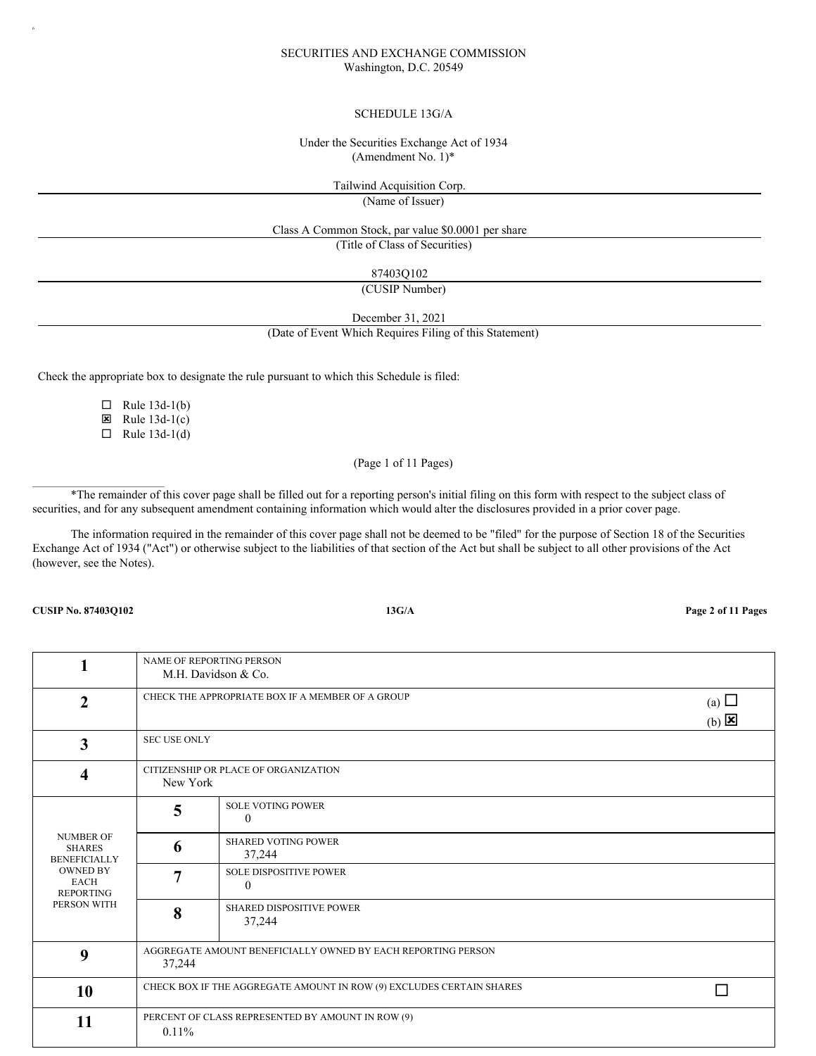SECURITIES AND EXCHANGE COMMISSION
Washington, D.C. 20549

SCHEDULE 13G/A

Under the Securities Exchange Act of 1934
(Amendment No. 1)*

Tailwind Acquisition Corp.
(Name of Issuer)

Class A Common Stock, par value $0.0001 per share
(Title of Class of Securities)

87403Q102
(CUSIP Number)

December 31, 2021
(Date of Event Which Requires Filing of this Statement)

Check the appropriate box to designate the rule pursuant to which this Schedule is filed:

- ☐ Rule 13d-1(b)
- ☒ Rule 13d-1(c)
- ☐ Rule 13d-1(d)

*The remainder of this cover page shall be filled out for a reporting person's initial filing on this form with respect to the subject class of securities, and for any subsequent amendment containing information which would alter the disclosures provided in a prior cover page.

The information required in the remainder of this cover page shall not be deemed to be "filed" for the purpose of Section 18 of the Securities Exchange Act of 1934 ("Act") or otherwise subject to the liabilities of that section of the Act but shall be subject to all other provisions of the Act (however, see the Notes).

| | | |
|---|---|---|
| 1 | NAME OF REPORTING PERSON<br>M.H. Davidson & Co. | |
| 2 | CHECK THE APPROPRIATE BOX IF A MEMBER OF A GROUP | (a) ☐<br>(b) ☒ |
| 3 | SEC USE ONLY | |
| 4 | CITIZENSHIP OR PLACE OF ORGANIZATION<br>New York | |
| NUMBER OF SHARES BENEFICIALLY OWNED BY EACH REPORTING PERSON WITH | 5 | SOLE VOTING POWER<br>0 |
| | 6 | SHARED VOTING POWER<br>37,244 |
| | 7 | SOLE DISPOSITIVE POWER<br>0 |
| | 8 | SHARED DISPOSITIVE POWER<br>37,244 |
| 9 | AGGREGATE AMOUNT BENEFICIALLY OWNED BY EACH REPORTING PERSON<br>37,244 | |
| 10 | CHECK BOX IF THE AGGREGATE AMOUNT IN ROW (9) EXCLUDES CERTAIN SHARES | ☐ |
| 11 | PERCENT OF CLASS REPRESENTED BY AMOUNT IN ROW (9)<br>0.11% | |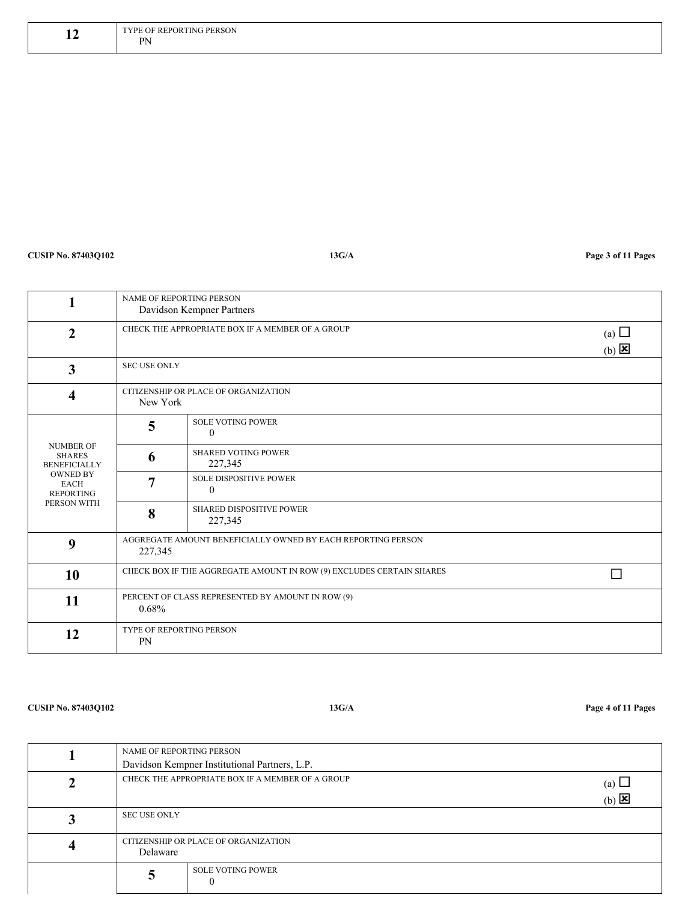| 12 | TYPE OF REPORTING PERSON<br>PN |
|---|---|

| 1 | NAME OF REPORTING PERSON<br>Davidson Kempner Partners | |
|---|---|---|
| 2 | CHECK THE APPROPRIATE BOX IF A MEMBER OF A GROUP | (a) ☐<br>(b) ☒ |
| 3 | SEC USE ONLY | |
| 4 | CITIZENSHIP OR PLACE OF ORGANIZATION<br>New York | |
| NUMBER OF SHARES BENEFICIALLY OWNED BY EACH REPORTING PERSON WITH | 5 | SOLE VOTING POWER<br>0 |
| | 6 | SHARED VOTING POWER<br>227,345 |
| | 7 | SOLE DISPOSITIVE POWER<br>0 |
| | 8 | SHARED DISPOSITIVE POWER<br>227,345 |
| 9 | AGGREGATE AMOUNT BENEFICIALLY OWNED BY EACH REPORTING PERSON<br>227,345 | |
| 10 | CHECK BOX IF THE AGGREGATE AMOUNT IN ROW (9) EXCLUDES CERTAIN SHARES | ☐ |
| 11 | PERCENT OF CLASS REPRESENTED BY AMOUNT IN ROW (9)<br>0.68% | |
| 12 | TYPE OF REPORTING PERSON<br>PN | |

| 1 | NAME OF REPORTING PERSON<br>Davidson Kempner Institutional Partners, L.P. | |
|---|---|---|
| 2 | CHECK THE APPROPRIATE BOX IF A MEMBER OF A GROUP | (a) ☐<br>(b) ☒ |
| 3 | SEC USE ONLY | |
| 4 | CITIZENSHIP OR PLACE OF ORGANIZATION<br>Delaware | |
| | 5 | SOLE VOTING POWER<br>0 |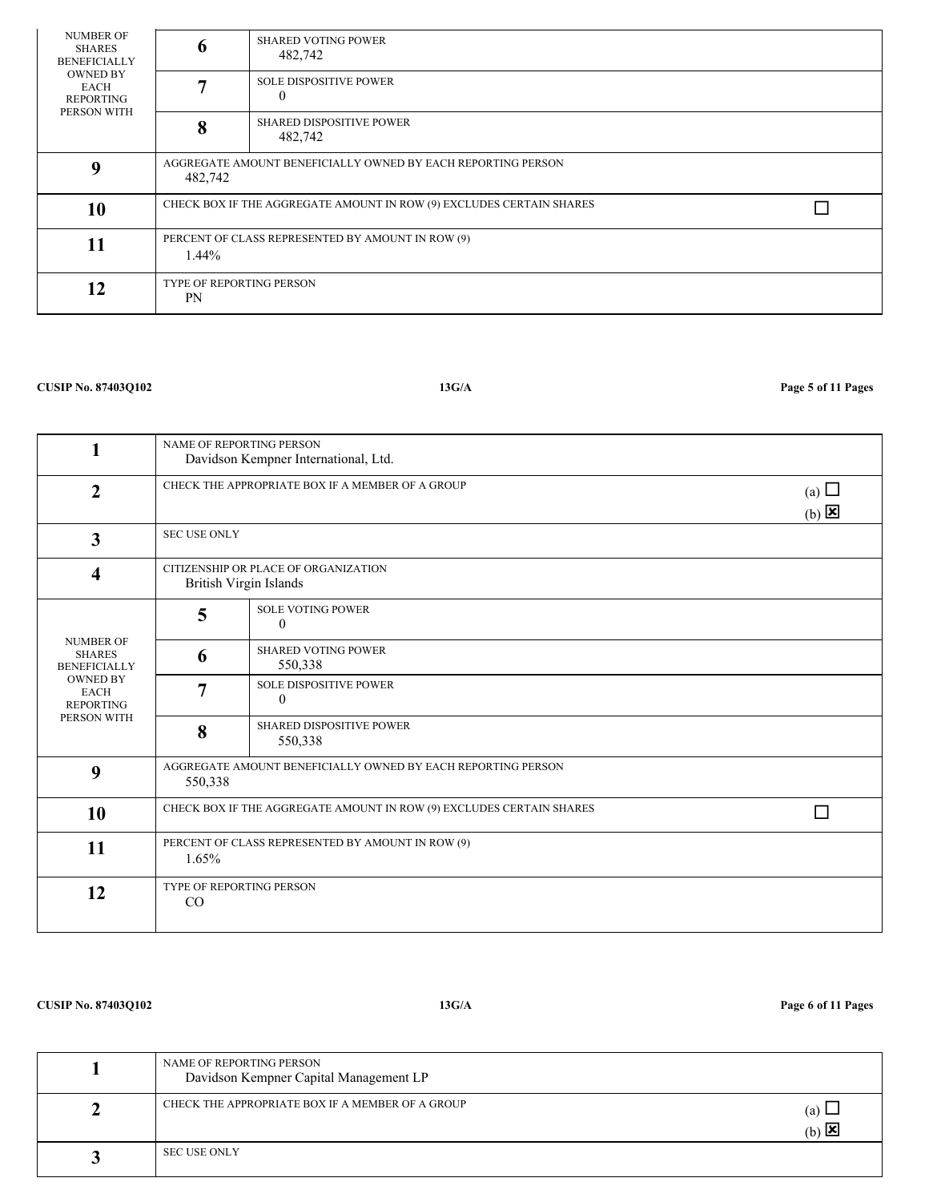| | | |
|---|---|---|
| NUMBER OF SHARES BENEFICIALLY OWNED BY EACH REPORTING PERSON WITH | 6 | SHARED VOTING POWER<br>482,742 |
| | 7 | SOLE DISPOSITIVE POWER<br>0 |
| | 8 | SHARED DISPOSITIVE POWER<br>482,742 |
| 9 | AGGREGATE AMOUNT BENEFICIALLY OWNED BY EACH REPORTING PERSON<br>482,742 | |
| 10 | CHECK BOX IF THE AGGREGATE AMOUNT IN ROW (9) EXCLUDES CERTAIN SHARES | ☐ |
| 11 | PERCENT OF CLASS REPRESENTED BY AMOUNT IN ROW (9)<br>1.44% | |
| 12 | TYPE OF REPORTING PERSON<br>PN | |

**CUSIP No. 87403Q102** **13G/A**

| | | |
|---|---|---|
| 1 | NAME OF REPORTING PERSON<br>Davidson Kempner International, Ltd. | |
| 2 | CHECK THE APPROPRIATE BOX IF A MEMBER OF A GROUP | (a) ☐<br>(b) ☒ |
| 3 | SEC USE ONLY | |
| 4 | CITIZENSHIP OR PLACE OF ORGANIZATION<br>British Virgin Islands | |
| NUMBER OF SHARES BENEFICIALLY OWNED BY EACH REPORTING PERSON WITH | 5 | SOLE VOTING POWER<br>0 |
| | 6 | SHARED VOTING POWER<br>550,338 |
| | 7 | SOLE DISPOSITIVE POWER<br>0 |
| | 8 | SHARED DISPOSITIVE POWER<br>550,338 |
| 9 | AGGREGATE AMOUNT BENEFICIALLY OWNED BY EACH REPORTING PERSON<br>550,338 | |
| 10 | CHECK BOX IF THE AGGREGATE AMOUNT IN ROW (9) EXCLUDES CERTAIN SHARES | ☐ |
| 11 | PERCENT OF CLASS REPRESENTED BY AMOUNT IN ROW (9)<br>1.65% | |
| 12 | TYPE OF REPORTING PERSON<br>CO | |

**CUSIP No. 87403Q102** **13G/A**

| | | |
|---|---|---|
| 1 | NAME OF REPORTING PERSON<br>Davidson Kempner Capital Management LP | |
| 2 | CHECK THE APPROPRIATE BOX IF A MEMBER OF A GROUP | (a) ☐<br>(b) ☒ |
| 3 | SEC USE ONLY | |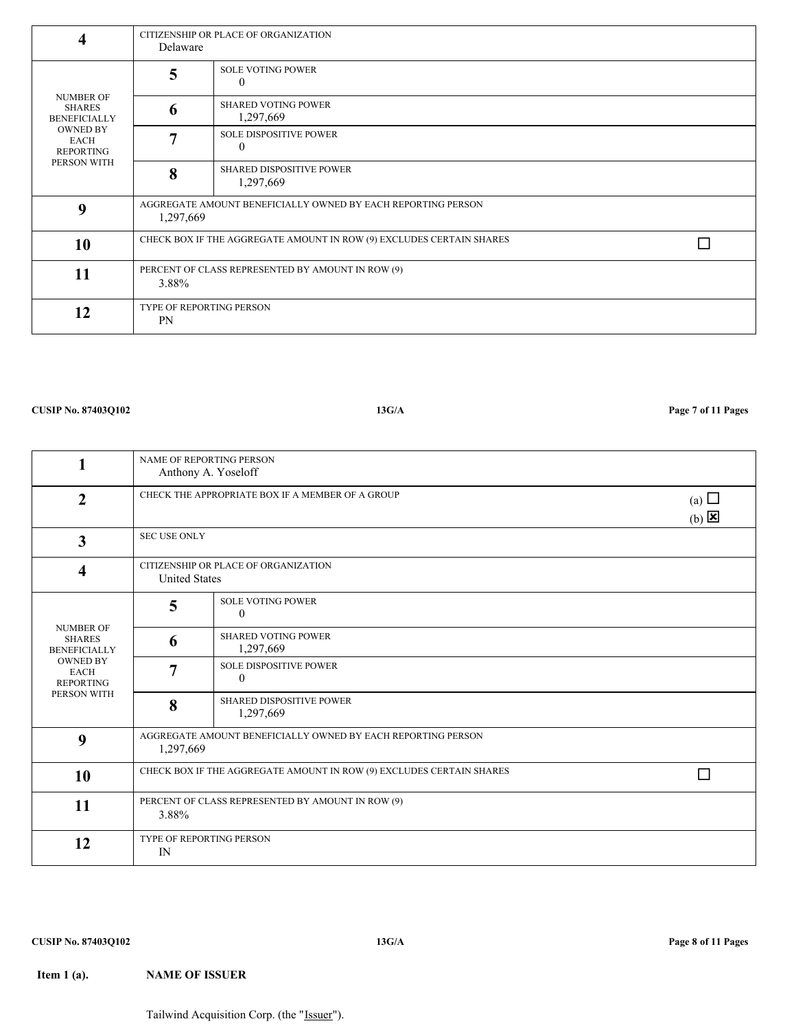| 4 | CITIZENSHIP OR PLACE OF ORGANIZATION<br>Delaware | |
|---|---|---|
| NUMBER OF SHARES BENEFICIALLY OWNED BY EACH REPORTING PERSON WITH | 5 | SOLE VOTING POWER<br>0 |
| | 6 | SHARED VOTING POWER<br>1,297,669 |
| | 7 | SOLE DISPOSITIVE POWER<br>0 |
| | 8 | SHARED DISPOSITIVE POWER<br>1,297,669 |
| 9 | AGGREGATE AMOUNT BENEFICIALLY OWNED BY EACH REPORTING PERSON<br>1,297,669 | |
| 10 | CHECK BOX IF THE AGGREGATE AMOUNT IN ROW (9) EXCLUDES CERTAIN SHARES | ☐ |
| 11 | PERCENT OF CLASS REPRESENTED BY AMOUNT IN ROW (9)<br>3.88% | |
| 12 | TYPE OF REPORTING PERSON<br>PN | |

| 1 | NAME OF REPORTING PERSON<br>Anthony A. Yoseloff | |
|---|---|---|
| 2 | CHECK THE APPROPRIATE BOX IF A MEMBER OF A GROUP | (a) ☐<br>(b) ☒ |
| 3 | SEC USE ONLY | |
| 4 | CITIZENSHIP OR PLACE OF ORGANIZATION<br>United States | |
| NUMBER OF SHARES BENEFICIALLY OWNED BY EACH REPORTING PERSON WITH | 5 | SOLE VOTING POWER<br>0 |
| | 6 | SHARED VOTING POWER<br>1,297,669 |
| | 7 | SOLE DISPOSITIVE POWER<br>0 |
| | 8 | SHARED DISPOSITIVE POWER<br>1,297,669 |
| 9 | AGGREGATE AMOUNT BENEFICIALLY OWNED BY EACH REPORTING PERSON<br>1,297,669 | |
| 10 | CHECK BOX IF THE AGGREGATE AMOUNT IN ROW (9) EXCLUDES CERTAIN SHARES | ☐ |
| 11 | PERCENT OF CLASS REPRESENTED BY AMOUNT IN ROW (9)<br>3.88% | |
| 12 | TYPE OF REPORTING PERSON<br>IN | |

**Item 1 (a).** **NAME OF ISSUER**

Tailwind Acquisition Corp. (the "Issuer").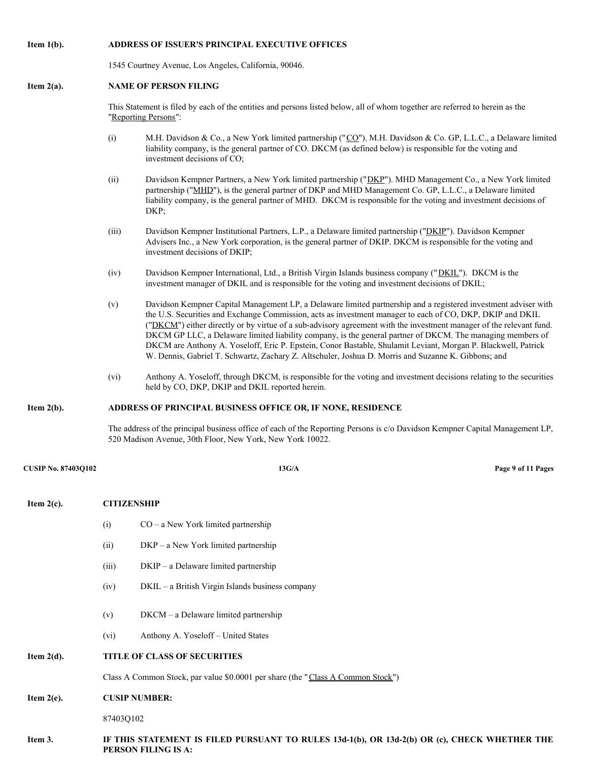**Item 1(b).** **ADDRESS OF ISSUER'S PRINCIPAL EXECUTIVE OFFICES**

1545 Courtney Avenue, Los Angeles, California, 90046.

**Item 2(a).** **NAME OF PERSON FILING**

This Statement is filed by each of the entities and persons listed below, all of whom together are referred to herein as the "Reporting Persons":

(i) M.H. Davidson & Co., a New York limited partnership ("CO"). M.H. Davidson & Co. GP, L.L.C., a Delaware limited liability company, is the general partner of CO. DKCM (as defined below) is responsible for the voting and investment decisions of CO;

(ii) Davidson Kempner Partners, a New York limited partnership ("DKP"). MHD Management Co., a New York limited partnership ("MHD"), is the general partner of DKP and MHD Management Co. GP, L.L.C., a Delaware limited liability company, is the general partner of MHD. DKCM is responsible for the voting and investment decisions of DKP;

(iii) Davidson Kempner Institutional Partners, L.P., a Delaware limited partnership ("DKIP"). Davidson Kempner Advisers Inc., a New York corporation, is the general partner of DKIP. DKCM is responsible for the voting and investment decisions of DKIP;

(iv) Davidson Kempner International, Ltd., a British Virgin Islands business company ("DKIL"). DKCM is the investment manager of DKIL and is responsible for the voting and investment decisions of DKIL;

(v) Davidson Kempner Capital Management LP, a Delaware limited partnership and a registered investment adviser with the U.S. Securities and Exchange Commission, acts as investment manager to each of CO, DKP, DKIP and DKIL ("DKCM") either directly or by virtue of a sub-advisory agreement with the investment manager of the relevant fund. DKCM GP LLC, a Delaware limited liability company, is the general partner of DKCM. The managing members of DKCM are Anthony A. Yoseloff, Eric P. Epstein, Conor Bastable, Shulamit Leviant, Morgan P. Blackwell, Patrick W. Dennis, Gabriel T. Schwartz, Zachary Z. Altschuler, Joshua D. Morris and Suzanne K. Gibbons; and

(vi) Anthony A. Yoseloff, through DKCM, is responsible for the voting and investment decisions relating to the securities held by CO, DKP, DKIP and DKIL reported herein.

**Item 2(b).** **ADDRESS OF PRINCIPAL BUSINESS OFFICE OR, IF NONE, RESIDENCE**

The address of the principal business office of each of the Reporting Persons is c/o Davidson Kempner Capital Management LP, 520 Madison Avenue, 30th Floor, New York, New York 10022.

**Item 2(c).** **CITIZENSHIP**

(i) CO – a New York limited partnership

(ii) DKP – a New York limited partnership

(iii) DKIP – a Delaware limited partnership

(iv) DKIL – a British Virgin Islands business company

(v) DKCM – a Delaware limited partnership

(vi) Anthony A. Yoseloff – United States

**Item 2(d).** **TITLE OF CLASS OF SECURITIES**

Class A Common Stock, par value $0.0001 per share (the "Class A Common Stock")

**Item 2(e).** **CUSIP NUMBER:**

87403Q102

**Item 3.** **IF THIS STATEMENT IS FILED PURSUANT TO RULES 13d-1(b), OR 13d-2(b) OR (c), CHECK WHETHER THE PERSON FILING IS A:**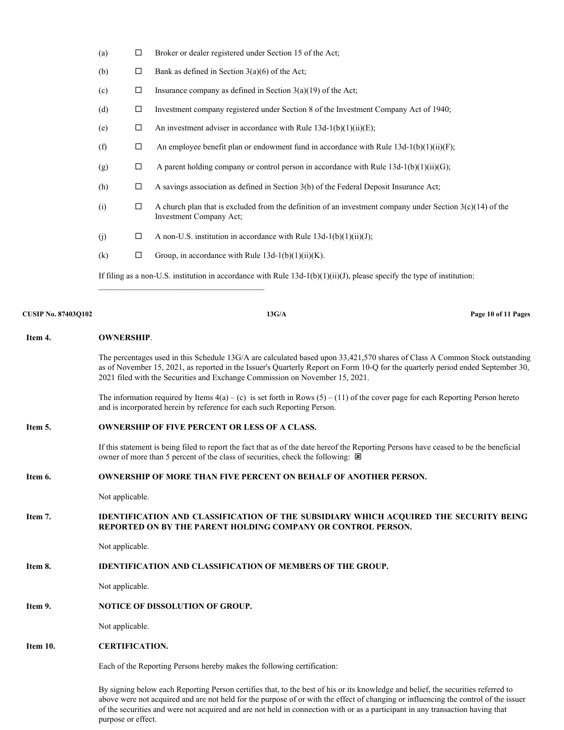(a) ☐ Broker or dealer registered under Section 15 of the Act;

(b) ☐ Bank as defined in Section 3(a)(6) of the Act;

(c) ☐ Insurance company as defined in Section 3(a)(19) of the Act;

(d) ☐ Investment company registered under Section 8 of the Investment Company Act of 1940;

(e) ☐ An investment adviser in accordance with Rule 13d-1(b)(1)(ii)(E);

(f) ☐ An employee benefit plan or endowment fund in accordance with Rule 13d-1(b)(1)(ii)(F);

(g) ☐ A parent holding company or control person in accordance with Rule 13d-1(b)(1)(ii)(G);

(h) ☐ A savings association as defined in Section 3(b) of the Federal Deposit Insurance Act;

(i) ☐ A church plan that is excluded from the definition of an investment company under Section 3(c)(14) of the Investment Company Act;

(j) ☐ A non-U.S. institution in accordance with Rule 13d-1(b)(1)(ii)(J);

(k) ☐ Group, in accordance with Rule 13d-1(b)(1)(ii)(K).

If filing as a non-U.S. institution in accordance with Rule 13d-1(b)(1)(ii)(J), please specify the type of institution: \_\_\_\_\_\_\_\_\_\_\_\_\_\_\_\_\_\_\_\_\_\_\_\_\_\_\_\_\_\_\_\_\_\_\_\_\_\_\_\_

**CUSIP No. 87403Q102** **13G/A**

**Item 4. OWNERSHIP**.

The percentages used in this Schedule 13G/A are calculated based upon 33,421,570 shares of Class A Common Stock outstanding as of November 15, 2021, as reported in the Issuer's Quarterly Report on Form 10-Q for the quarterly period ended September 30, 2021 filed with the Securities and Exchange Commission on November 15, 2021.

The information required by Items 4(a) – (c) is set forth in Rows (5) – (11) of the cover page for each Reporting Person hereto and is incorporated herein by reference for each such Reporting Person.

**Item 5. OWNERSHIP OF FIVE PERCENT OR LESS OF A CLASS.**

If this statement is being filed to report the fact that as of the date hereof the Reporting Persons have ceased to be the beneficial owner of more than 5 percent of the class of securities, check the following: ☒

**Item 6. OWNERSHIP OF MORE THAN FIVE PERCENT ON BEHALF OF ANOTHER PERSON.**

Not applicable.

**Item 7. IDENTIFICATION AND CLASSIFICATION OF THE SUBSIDIARY WHICH ACQUIRED THE SECURITY BEING REPORTED ON BY THE PARENT HOLDING COMPANY OR CONTROL PERSON.**

Not applicable.

**Item 8. IDENTIFICATION AND CLASSIFICATION OF MEMBERS OF THE GROUP.**

Not applicable.

**Item 9. NOTICE OF DISSOLUTION OF GROUP.**

Not applicable.

**Item 10. CERTIFICATION.**

Each of the Reporting Persons hereby makes the following certification:

By signing below each Reporting Person certifies that, to the best of his or its knowledge and belief, the securities referred to above were not acquired and are not held for the purpose of or with the effect of changing or influencing the control of the issuer of the securities and were not acquired and are not held in connection with or as a participant in any transaction having that purpose or effect.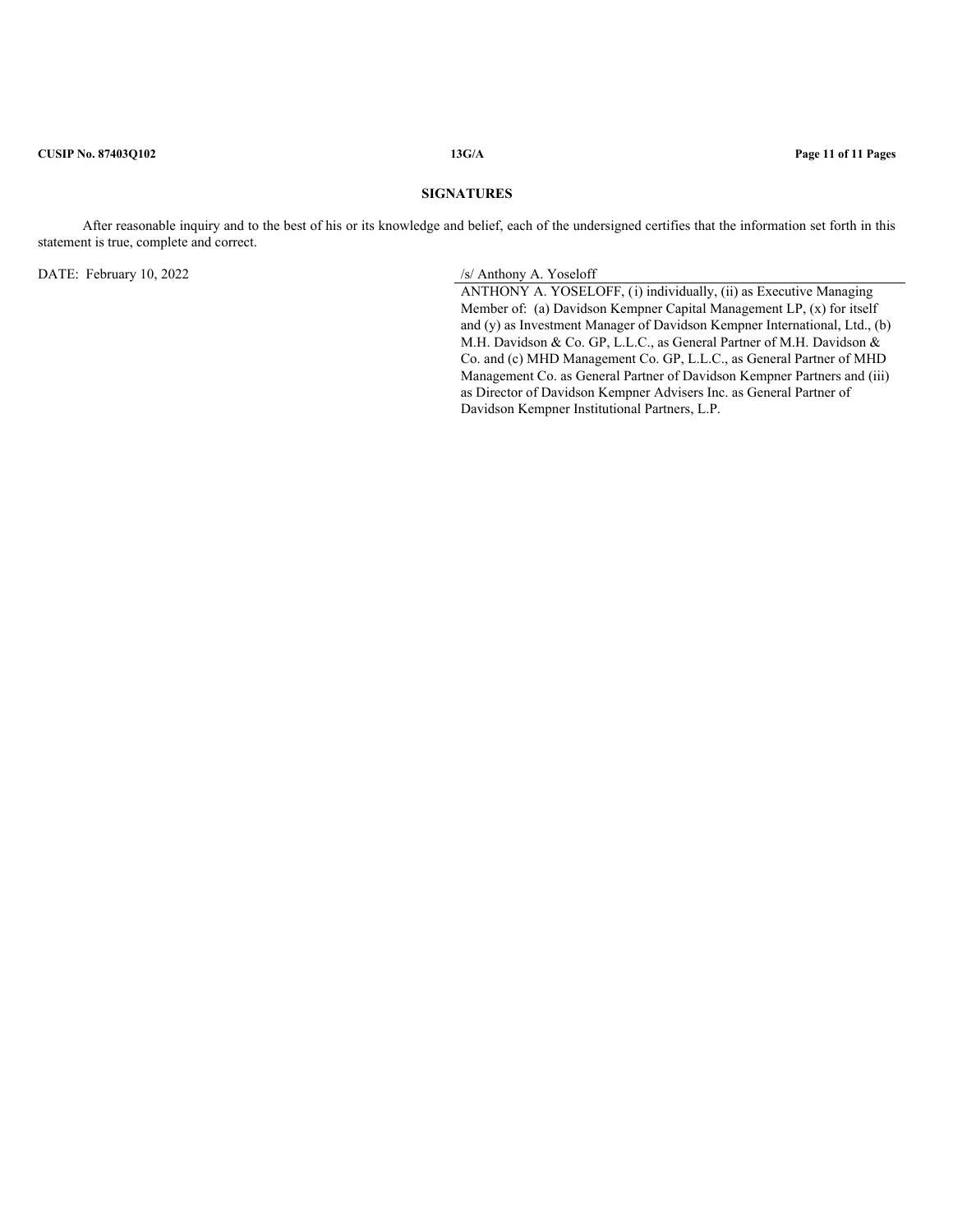## SIGNATURES

After reasonable inquiry and to the best of his or its knowledge and belief, each of the undersigned certifies that the information set forth in this statement is true, complete and correct.

DATE: February 10, 2022

/s/ Anthony A. Yoseloff

ANTHONY A. YOSELOFF, (i) individually, (ii) as Executive Managing Member of: (a) Davidson Kempner Capital Management LP, (x) for itself and (y) as Investment Manager of Davidson Kempner International, Ltd., (b) M.H. Davidson & Co. GP, L.L.C., as General Partner of M.H. Davidson & Co. and (c) MHD Management Co. GP, L.L.C., as General Partner of MHD Management Co. as General Partner of Davidson Kempner Partners and (iii) as Director of Davidson Kempner Advisers Inc. as General Partner of Davidson Kempner Institutional Partners, L.P.